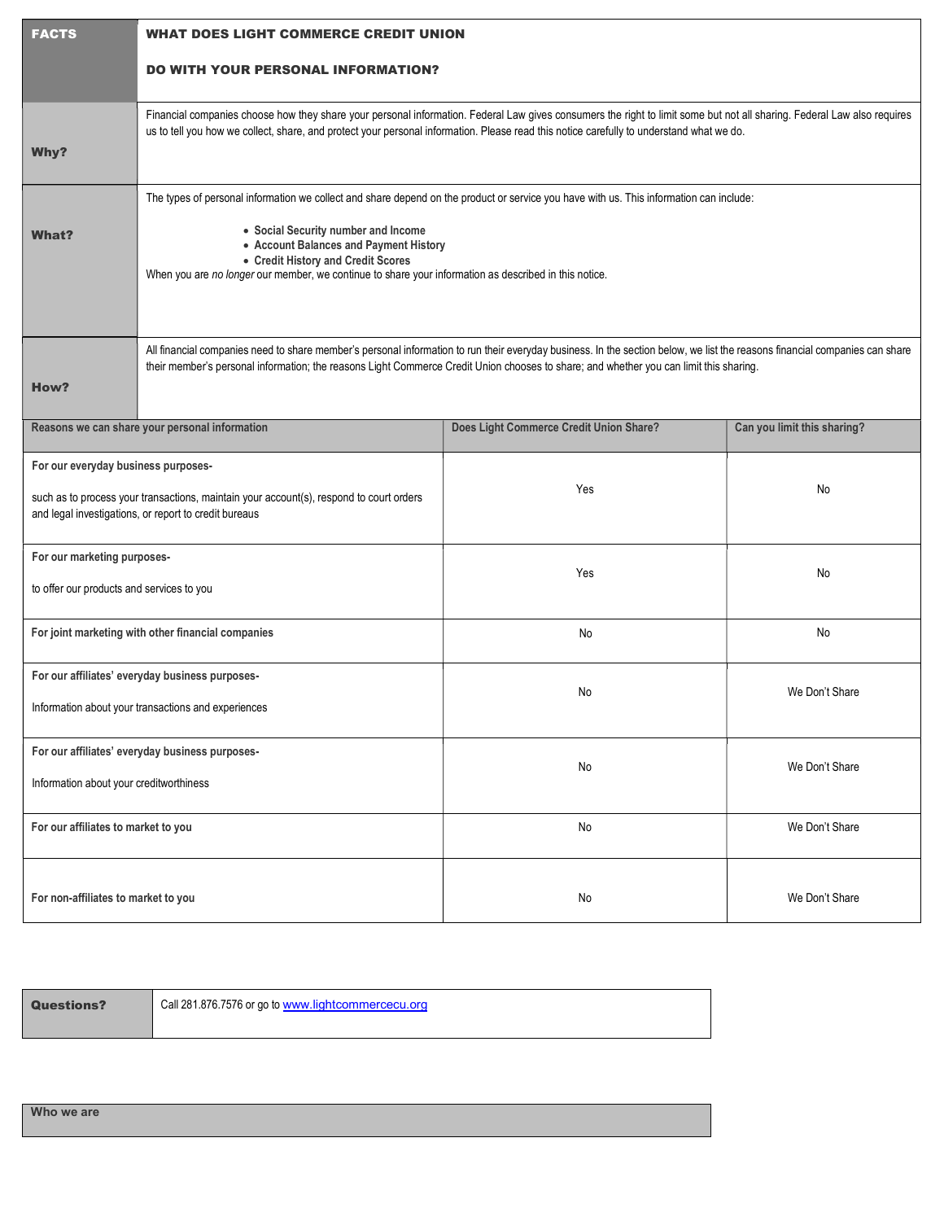| FACTS | WHAT DOES LIGHT COMMERCE CREDIT UNION DO WITH YOUR PERSONAL INFORMATION? |
|---|---|
| **Why?** | Financial companies choose how they share your personal information. Federal Law gives consumers the right to limit some but not all sharing. Federal Law also requires us to tell you how we collect, share, and protect your personal information. Please read this notice carefully to understand what we do. |
| **What?** | The types of personal information we collect and share depend on the product or service you have with us. This information can include:<br>• **Social Security number and Income**<br>• **Account Balances and Payment History**<br>• **Credit History and Credit Scores**<br>When you are *no longer* our member, we continue to share your information as described in this notice. |
| **How?** | All financial companies need to share member's personal information to run their everyday business. In the section below, we list the reasons financial companies can share their member's personal information; the reasons Light Commerce Credit Union chooses to share; and whether you can limit this sharing. |

| Reasons we can share your personal information | Does Light Commerce Credit Union Share? | Can you limit this sharing? |
|---|---|---|
| **For our everyday business purposes-**<br>such as to process your transactions, maintain your account(s), respond to court orders and legal investigations, or report to credit bureaus | Yes | No |
| **For our marketing purposes-**<br>to offer our products and services to you | Yes | No |
| **For joint marketing with other financial companies** | No | No |
| **For our affiliates' everyday business purposes-**<br>Information about your transactions and experiences | No | We Don't Share |
| **For our affiliates' everyday business purposes-**<br>Information about your creditworthiness | No | We Don't Share |
| **For our affiliates to market to you** | No | We Don't Share |
| **For non-affiliates to market to you** | No | We Don't Share |

| Questions? | Call 281.876.7576 or go to www.lightcommercecu.org |
|---|---|

**Who we are**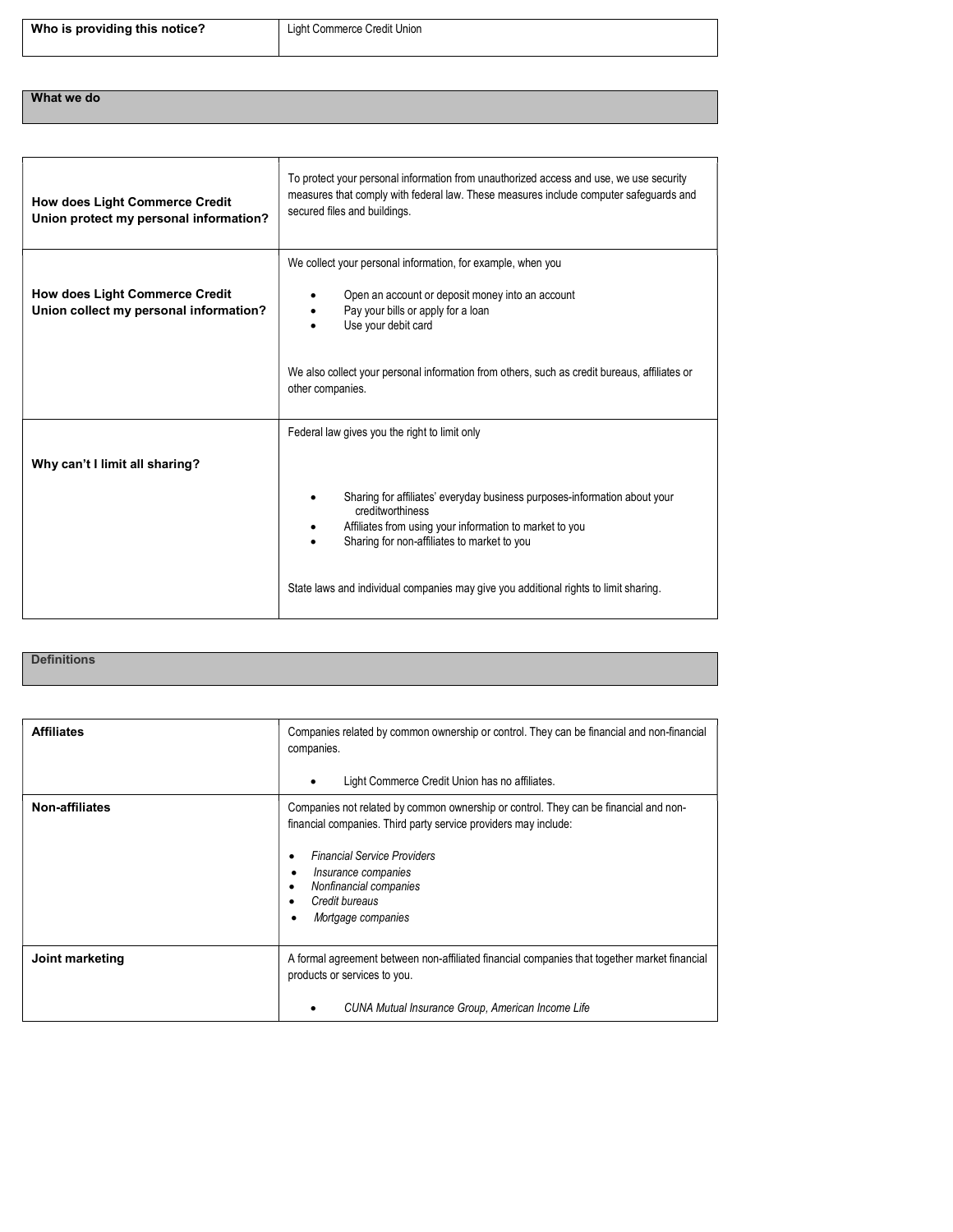| | |
|---|---|
| **Who is providing this notice?** | Light Commerce Credit Union |

## What we do

| | |
|---|---|
| **How does Light Commerce Credit Union protect my personal information?** | To protect your personal information from unauthorized access and use, we use security measures that comply with federal law. These measures include computer safeguards and secured files and buildings. |
| **How does Light Commerce Credit Union collect my personal information?** | We collect your personal information, for example, when you<br>• Open an account or deposit money into an account<br>• Pay your bills or apply for a loan<br>• Use your debit card<br><br>We also collect your personal information from others, such as credit bureaus, affiliates or other companies. |
| **Why can't I limit all sharing?** | Federal law gives you the right to limit only<br>• Sharing for affiliates' everyday business purposes-information about your creditworthiness<br>• Affiliates from using your information to market to you<br>• Sharing for non-affiliates to market to you<br><br>State laws and individual companies may give you additional rights to limit sharing. |

## Definitions

| | |
|---|---|
| **Affiliates** | Companies related by common ownership or control. They can be financial and non-financial companies.<br>• Light Commerce Credit Union has no affiliates. |
| **Non-affiliates** | Companies not related by common ownership or control. They can be financial and non-financial companies. Third party service providers may include:<br>• *Financial Service Providers*<br>• *Insurance companies*<br>• *Nonfinancial companies*<br>• *Credit bureaus*<br>• *Mortgage companies* |
| **Joint marketing** | A formal agreement between non-affiliated financial companies that together market financial products or services to you.<br>• *CUNA Mutual Insurance Group, American Income Life* |